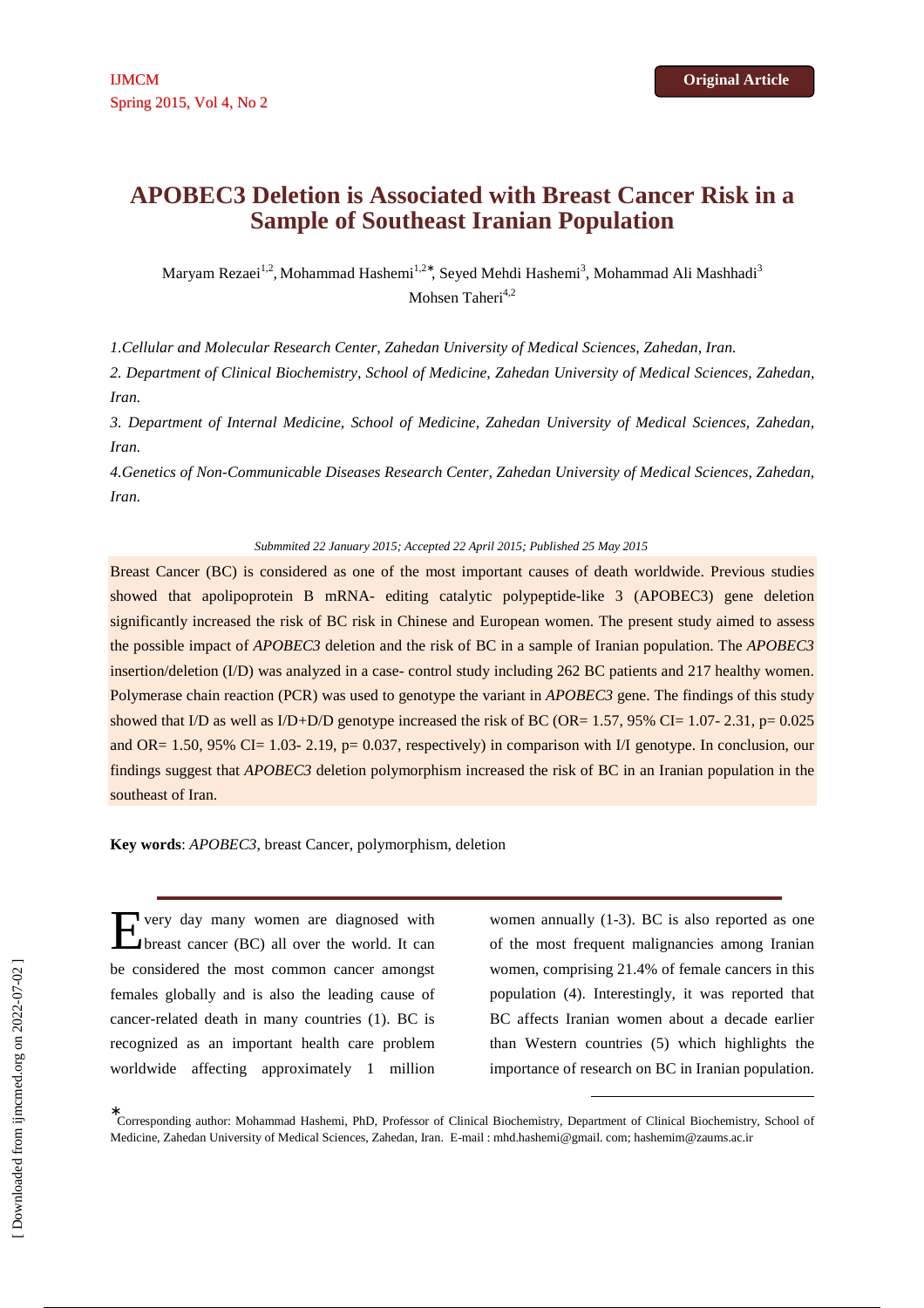Original Article

# APOBEC3 Deletion is Associated with Breast Cancer Risk in a Sample of Southeast Iranian Population

Maryam Rezaei[1,2], Mohammad Hashemi[1,2]*, Seyed Mehdi Hashemi[3], Mohammad Ali Mashhadi[3]
Mohsen Taheri[4,2]

*1.Cellular and Molecular Research Center, Zahedan University of Medical Sciences, Zahedan, Iran.*

*2. Department of Clinical Biochemistry, School of Medicine, Zahedan University of Medical Sciences, Zahedan, Iran.*

*3. Department of Internal Medicine, School of Medicine, Zahedan University of Medical Sciences, Zahedan, Iran.*

*4.Genetics of Non-Communicable Diseases Research Center, Zahedan University of Medical Sciences, Zahedan, Iran.*

*Submmited 22 January 2015; Accepted 22 April 2015; Published 25 May 2015*

Breast Cancer (BC) is considered as one of the most important causes of death worldwide. Previous studies showed that apolipoprotein B mRNA- editing catalytic polypeptide-like 3 (APOBEC3) gene deletion significantly increased the risk of BC risk in Chinese and European women. The present study aimed to assess the possible impact of *APOBEC3* deletion and the risk of BC in a sample of Iranian population. The *APOBEC3* insertion/deletion (I/D) was analyzed in a case- control study including 262 BC patients and 217 healthy women. Polymerase chain reaction (PCR) was used to genotype the variant in *APOBEC3* gene. The findings of this study showed that I/D as well as I/D+D/D genotype increased the risk of BC (OR= 1.57, 95% CI= 1.07- 2.31, p= 0.025 and OR= 1.50, 95% CI= 1.03- 2.19, p= 0.037, respectively) in comparison with I/I genotype. In conclusion, our findings suggest that *APOBEC3* deletion polymorphism increased the risk of BC in an Iranian population in the southeast of Iran.

**Key words**: *APOBEC3*, breast Cancer, polymorphism, deletion

Every day many women are diagnosed with breast cancer (BC) all over the world. It can be considered the most common cancer amongst females globally and is also the leading cause of cancer-related death in many countries (1). BC is recognized as an important health care problem worldwide affecting approximately 1 million women annually (1-3). BC is also reported as one of the most frequent malignancies among Iranian women, comprising 21.4% of female cancers in this population (4). Interestingly, it was reported that BC affects Iranian women about a decade earlier than Western countries (5) which highlights the importance of research on BC in Iranian population.

*Corresponding author: Mohammad Hashemi, PhD, Professor of Clinical Biochemistry, Department of Clinical Biochemistry, School of Medicine, Zahedan University of Medical Sciences, Zahedan, Iran. E-mail : mhd.hashemi@gmail. com; hashemim@zaums.ac.ir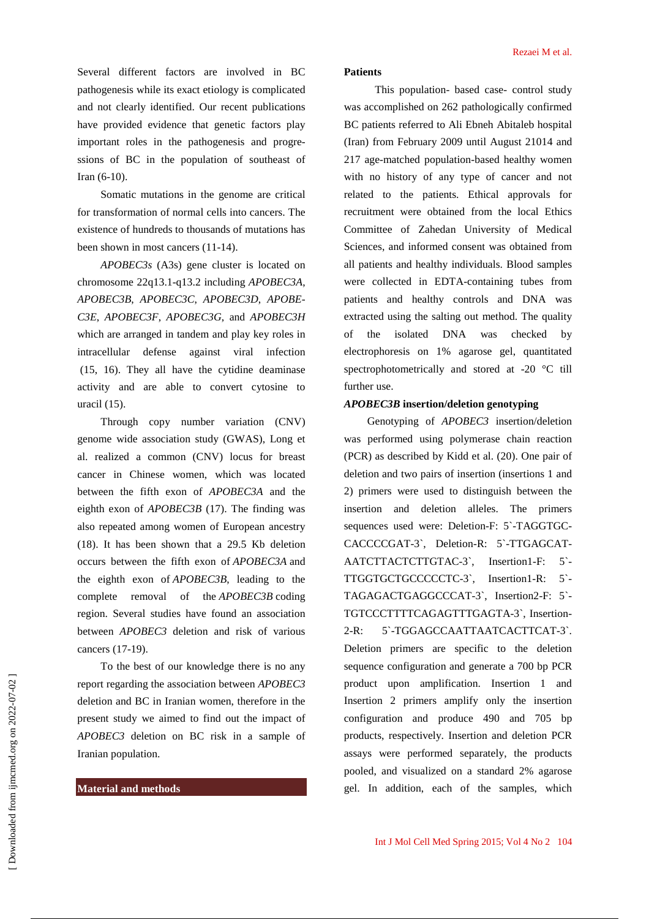Several different factors are involved in BC pathogenesis while its exact etiology is complicated and not clearly identified. Our recent publications have provided evidence that genetic factors play important roles in the pathogenesis and progressions of BC in the population of southeast of Iran (6-10).

Somatic mutations in the genome are critical for transformation of normal cells into cancers. The existence of hundreds to thousands of mutations has been shown in most cancers (11-14).

*APOBEC3s* (A3s) gene cluster is located on chromosome 22q13.1-q13.2 including *APOBEC3A*, *APOBEC3B*, *APOBEC3C*, *APOBEC3D*, *APOBEC3E*, *APOBEC3F*, *APOBEC3G*, and *APOBEC3H* which are arranged in tandem and play key roles in intracellular defense against viral infection (15, 16). They all have the cytidine deaminase activity and are able to convert cytosine to uracil (15).

Through copy number variation (CNV) genome wide association study (GWAS), Long et al. realized a common (CNV) locus for breast cancer in Chinese women, which was located between the fifth exon of *APOBEC3A* and the eighth exon of *APOBEC3B* (17). The finding was also repeated among women of European ancestry (18). It has been shown that a 29.5 Kb deletion occurs between the fifth exon of *APOBEC3A* and the eighth exon of *APOBEC3B*, leading to the complete removal of the *APOBEC3B* coding region. Several studies have found an association between *APOBEC3* deletion and risk of various cancers (17-19).

To the best of our knowledge there is no any report regarding the association between *APOBEC3* deletion and BC in Iranian women, therefore in the present study we aimed to find out the impact of *APOBEC3* deletion on BC risk in a sample of Iranian population.

## Material and methods

### Patients

This population- based case- control study was accomplished on 262 pathologically confirmed BC patients referred to Ali Ebneh Abitaleb hospital (Iran) from February 2009 until August 21014 and 217 age-matched population-based healthy women with no history of any type of cancer and not related to the patients. Ethical approvals for recruitment were obtained from the local Ethics Committee of Zahedan University of Medical Sciences, and informed consent was obtained from all patients and healthy individuals. Blood samples were collected in EDTA-containing tubes from patients and healthy controls and DNA was extracted using the salting out method. The quality of the isolated DNA was checked by electrophoresis on 1% agarose gel, quantitated spectrophotometrically and stored at -20 °C till further use.

### *APOBEC3B* insertion/deletion genotyping

Genotyping of *APOBEC3* insertion/deletion was performed using polymerase chain reaction (PCR) as described by Kidd et al. (20). One pair of deletion and two pairs of insertion (insertions 1 and 2) primers were used to distinguish between the insertion and deletion alleles. The primers sequences used were: Deletion-F: 5`-TAGGTGCCACCCCGAT-3`, Deletion-R: 5`-TTGAGCATAATCTTACTCTTGTAC-3`, Insertion1-F: 5`-TTGGTGCTGCCCCCTC-3`, Insertion1-R: 5`-TAGAGACTGAGGCCCAT-3`, Insertion2-F: 5`-TGTCCCTTTTCAGAGTTTGAGTA-3`, Insertion-2-R: 5`-TGGAGCCAATTAATCACTTCAT-3`. Deletion primers are specific to the deletion sequence configuration and generate a 700 bp PCR product upon amplification. Insertion 1 and Insertion 2 primers amplify only the insertion configuration and produce 490 and 705 bp products, respectively. Insertion and deletion PCR assays were performed separately, the products pooled, and visualized on a standard 2% agarose gel. In addition, each of the samples, which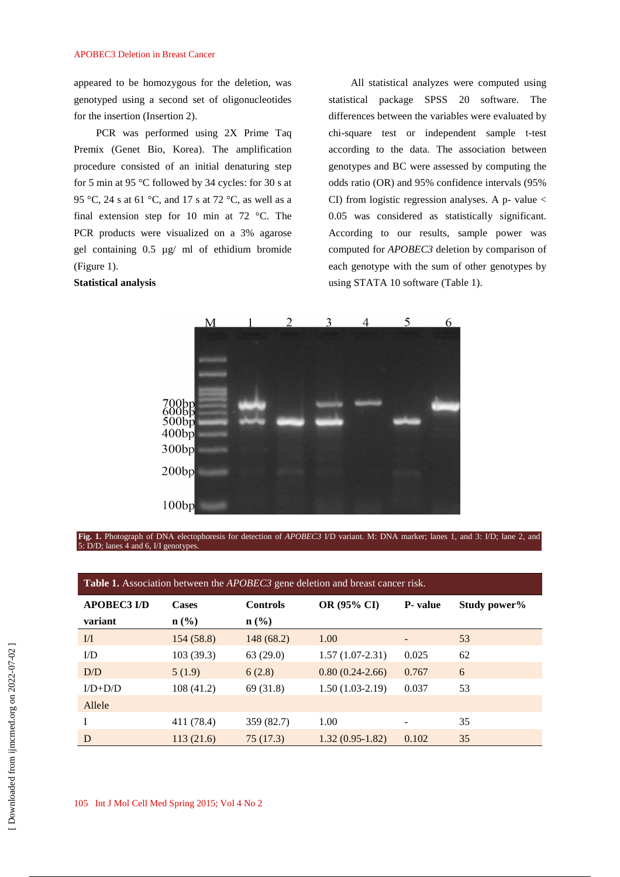appeared to be homozygous for the deletion, was genotyped using a second set of oligonucleotides for the insertion (Insertion 2).

PCR was performed using 2X Prime Taq Premix (Genet Bio, Korea). The amplification procedure consisted of an initial denaturing step for 5 min at 95 °C followed by 34 cycles: for 30 s at 95 °C, 24 s at 61 °C, and 17 s at 72 °C, as well as a final extension step for 10 min at 72 °C. The PCR products were visualized on a 3% agarose gel containing 0.5 µg/ ml of ethidium bromide (Figure 1).

**Statistical analysis**

All statistical analyzes were computed using statistical package SPSS 20 software. The differences between the variables were evaluated by chi-square test or independent sample t-test according to the data. The association between genotypes and BC were assessed by computing the odds ratio (OR) and 95% confidence intervals (95% CI) from logistic regression analyses. A p- value < 0.05 was considered as statistically significant. According to our results, sample power was computed for *APOBEC3* deletion by comparison of each genotype with the sum of other genotypes by using STATA 10 software (Table 1).

**Fig. 1.** Photograph of DNA electophoresis for detection of *APOBEC3* I/D variant. M: DNA marker; lanes 1, and 3: I/D; lane 2, and 5: D/D; lanes 4 and 6, I/I genotypes.

**Table 1.** Association between the *APOBEC3* gene deletion and breast cancer risk.

| APOBEC3 I/D variant | Cases n (%) | Controls n (%) | OR (95% CI) | P- value | Study power% |
|---|---|---|---|---|---|
| I/I | 154 (58.8) | 148 (68.2) | 1.00 | - | 53 |
| I/D | 103 (39.3) | 63 (29.0) | 1.57 (1.07-2.31) | 0.025 | 62 |
| D/D | 5 (1.9) | 6 (2.8) | 0.80 (0.24-2.66) | 0.767 | 6 |
| I/D+D/D | 108 (41.2) | 69 (31.8) | 1.50 (1.03-2.19) | 0.037 | 53 |
| Allele | | | | | |
| I | 411 (78.4) | 359 (82.7) | 1.00 | - | 35 |
| D | 113 (21.6) | 75 (17.3) | 1.32 (0.95-1.82) | 0.102 | 35 |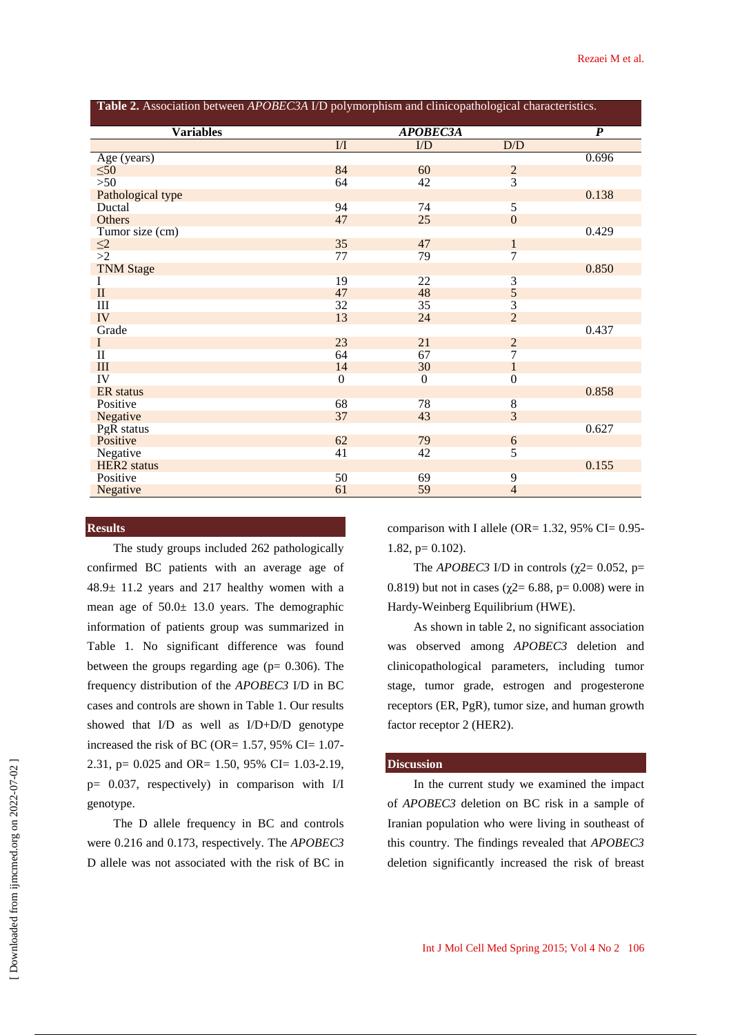**Table 2.** Association between *APOBEC3A* I/D polymorphism and clinicopathological characteristics.

| Variables | *APOBEC3A* | | | *P* |
|---|---|---|---|---|
| | I/I | I/D | D/D | |
| Age (years) | | | | 0.696 |
| ≤50 | 84 | 60 | 2 | |
| >50 | 64 | 42 | 3 | |
| Pathological type | | | | 0.138 |
| Ductal | 94 | 74 | 5 | |
| Others | 47 | 25 | 0 | |
| Tumor size (cm) | | | | 0.429 |
| ≤2 | 35 | 47 | 1 | |
| >2 | 77 | 79 | 7 | |
| TNM Stage | | | | 0.850 |
| I | 19 | 22 | 3 | |
| II | 47 | 48 | 5 | |
| III | 32 | 35 | 3 | |
| IV | 13 | 24 | 2 | |
| Grade | | | | 0.437 |
| I | 23 | 21 | 2 | |
| II | 64 | 67 | 7 | |
| III | 14 | 30 | 1 | |
| IV | 0 | 0 | 0 | |
| ER status | | | | 0.858 |
| Positive | 68 | 78 | 8 | |
| Negative | 37 | 43 | 3 | |
| PgR status | | | | 0.627 |
| Positive | 62 | 79 | 6 | |
| Negative | 41 | 42 | 5 | |
| HER2 status | | | | 0.155 |
| Positive | 50 | 69 | 9 | |
| Negative | 61 | 59 | 4 | |

## Results

The study groups included 262 pathologically confirmed BC patients with an average age of 48.9± 11.2 years and 217 healthy women with a mean age of 50.0± 13.0 years. The demographic information of patients group was summarized in Table 1. No significant difference was found between the groups regarding age (p= 0.306). The frequency distribution of the *APOBEC3* I/D in BC cases and controls are shown in Table 1. Our results showed that I/D as well as I/D+D/D genotype increased the risk of BC (OR= 1.57, 95% CI= 1.07-2.31, p= 0.025 and OR= 1.50, 95% CI= 1.03-2.19, p= 0.037, respectively) in comparison with I/I genotype.

The D allele frequency in BC and controls were 0.216 and 0.173, respectively. The *APOBEC3* D allele was not associated with the risk of BC in comparison with I allele (OR= 1.32, 95% CI= 0.95-1.82, p= 0.102).

The *APOBEC3* I/D in controls ($\chi^2$= 0.052, p= 0.819) but not in cases ($\chi^2$= 6.88, p= 0.008) were in Hardy-Weinberg Equilibrium (HWE).

As shown in table 2, no significant association was observed among *APOBEC3* deletion and clinicopathological parameters, including tumor stage, tumor grade, estrogen and progesterone receptors (ER, PgR), tumor size, and human growth factor receptor 2 (HER2).

## Discussion

In the current study we examined the impact of *APOBEC3* deletion on BC risk in a sample of Iranian population who were living in southeast of this country. The findings revealed that *APOBEC3* deletion significantly increased the risk of breast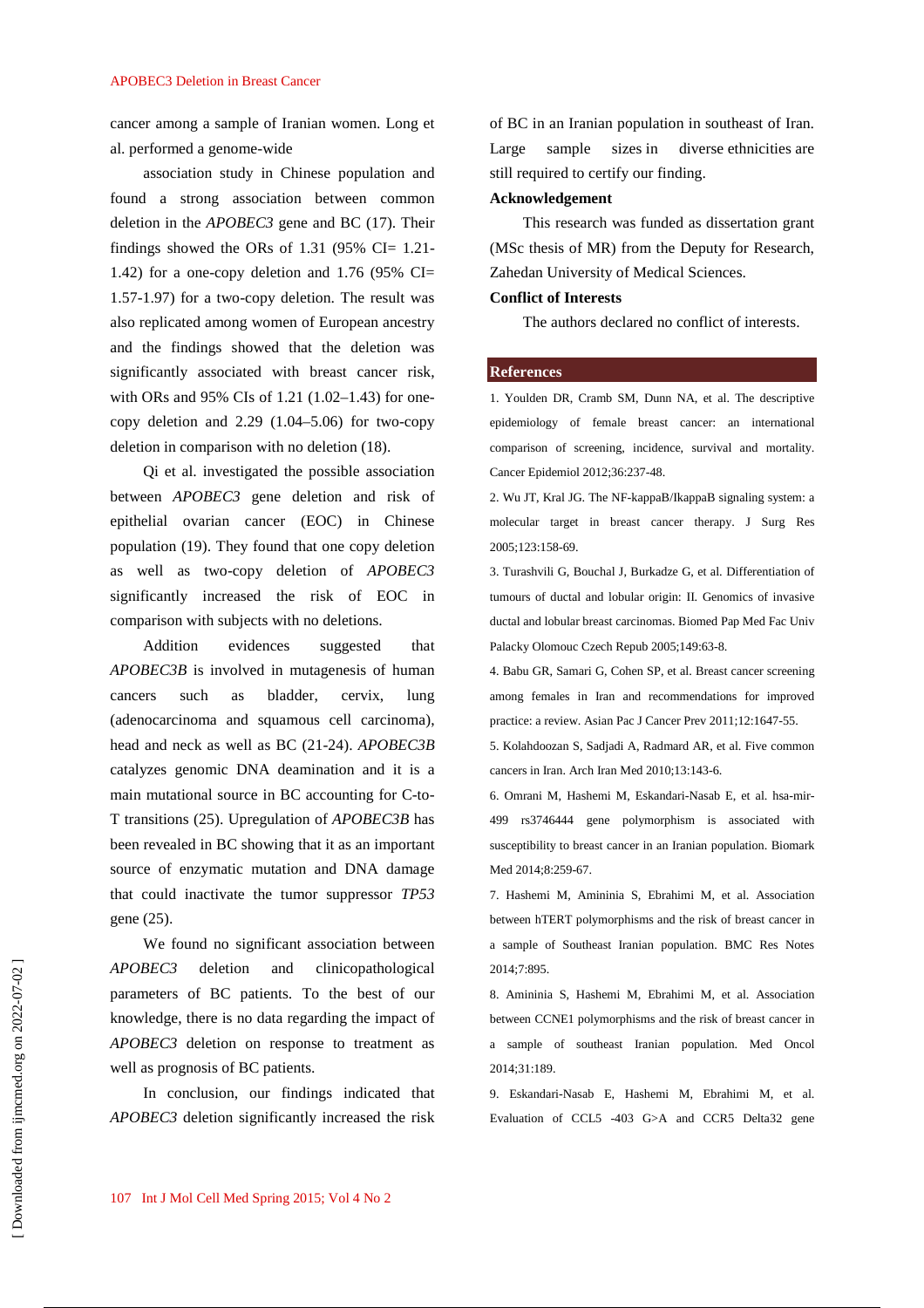cancer among a sample of Iranian women. Long et al. performed a genome-wide association study in Chinese population and found a strong association between common deletion in the *APOBEC3* gene and BC (17). Their findings showed the ORs of 1.31 (95% CI= 1.21-1.42) for a one-copy deletion and 1.76 (95% CI= 1.57-1.97) for a two-copy deletion. The result was also replicated among women of European ancestry and the findings showed that the deletion was significantly associated with breast cancer risk, with ORs and 95% CIs of 1.21 (1.02–1.43) for one-copy deletion and 2.29 (1.04–5.06) for two-copy deletion in comparison with no deletion (18).

Qi et al. investigated the possible association between *APOBEC3* gene deletion and risk of epithelial ovarian cancer (EOC) in Chinese population (19). They found that one copy deletion as well as two-copy deletion of *APOBEC3* significantly increased the risk of EOC in comparison with subjects with no deletions.

Addition evidences suggested that *APOBEC3B* is involved in mutagenesis of human cancers such as bladder, cervix, lung (adenocarcinoma and squamous cell carcinoma), head and neck as well as BC (21-24). *APOBEC3B* catalyzes genomic DNA deamination and it is a main mutational source in BC accounting for C-to-T transitions (25). Upregulation of *APOBEC3B* has been revealed in BC showing that it as an important source of enzymatic mutation and DNA damage that could inactivate the tumor suppressor *TP53* gene (25).

We found no significant association between *APOBEC3* deletion and clinicopathological parameters of BC patients. To the best of our knowledge, there is no data regarding the impact of *APOBEC3* deletion on response to treatment as well as prognosis of BC patients.

In conclusion, our findings indicated that *APOBEC3* deletion significantly increased the risk of BC in an Iranian population in southeast of Iran. Large sample sizes in diverse ethnicities are still required to certify our finding.

**Acknowledgement**

This research was funded as dissertation grant (MSc thesis of MR) from the Deputy for Research, Zahedan University of Medical Sciences.

**Conflict of Interests**

The authors declared no conflict of interests.

## References

1. Youlden DR, Cramb SM, Dunn NA, et al. The descriptive epidemiology of female breast cancer: an international comparison of screening, incidence, survival and mortality. Cancer Epidemiol 2012;36:237-48.
2. Wu JT, Kral JG. The NF-kappaB/IkappaB signaling system: a molecular target in breast cancer therapy. J Surg Res 2005;123:158-69.
3. Turashvili G, Bouchal J, Burkadze G, et al. Differentiation of tumours of ductal and lobular origin: II. Genomics of invasive ductal and lobular breast carcinomas. Biomed Pap Med Fac Univ Palacky Olomouc Czech Repub 2005;149:63-8.
4. Babu GR, Samari G, Cohen SP, et al. Breast cancer screening among females in Iran and recommendations for improved practice: a review. Asian Pac J Cancer Prev 2011;12:1647-55.
5. Kolahdoozan S, Sadjadi A, Radmard AR, et al. Five common cancers in Iran. Arch Iran Med 2010;13:143-6.
6. Omrani M, Hashemi M, Eskandari-Nasab E, et al. hsa-mir-499 rs3746444 gene polymorphism is associated with susceptibility to breast cancer in an Iranian population. Biomark Med 2014;8:259-67.
7. Hashemi M, Amininia S, Ebrahimi M, et al. Association between hTERT polymorphisms and the risk of breast cancer in a sample of Southeast Iranian population. BMC Res Notes 2014;7:895.
8. Amininia S, Hashemi M, Ebrahimi M, et al. Association between CCNE1 polymorphisms and the risk of breast cancer in a sample of southeast Iranian population. Med Oncol 2014;31:189.
9. Eskandari-Nasab E, Hashemi M, Ebrahimi M, et al. Evaluation of CCL5 -403 G>A and CCR5 Delta32 gene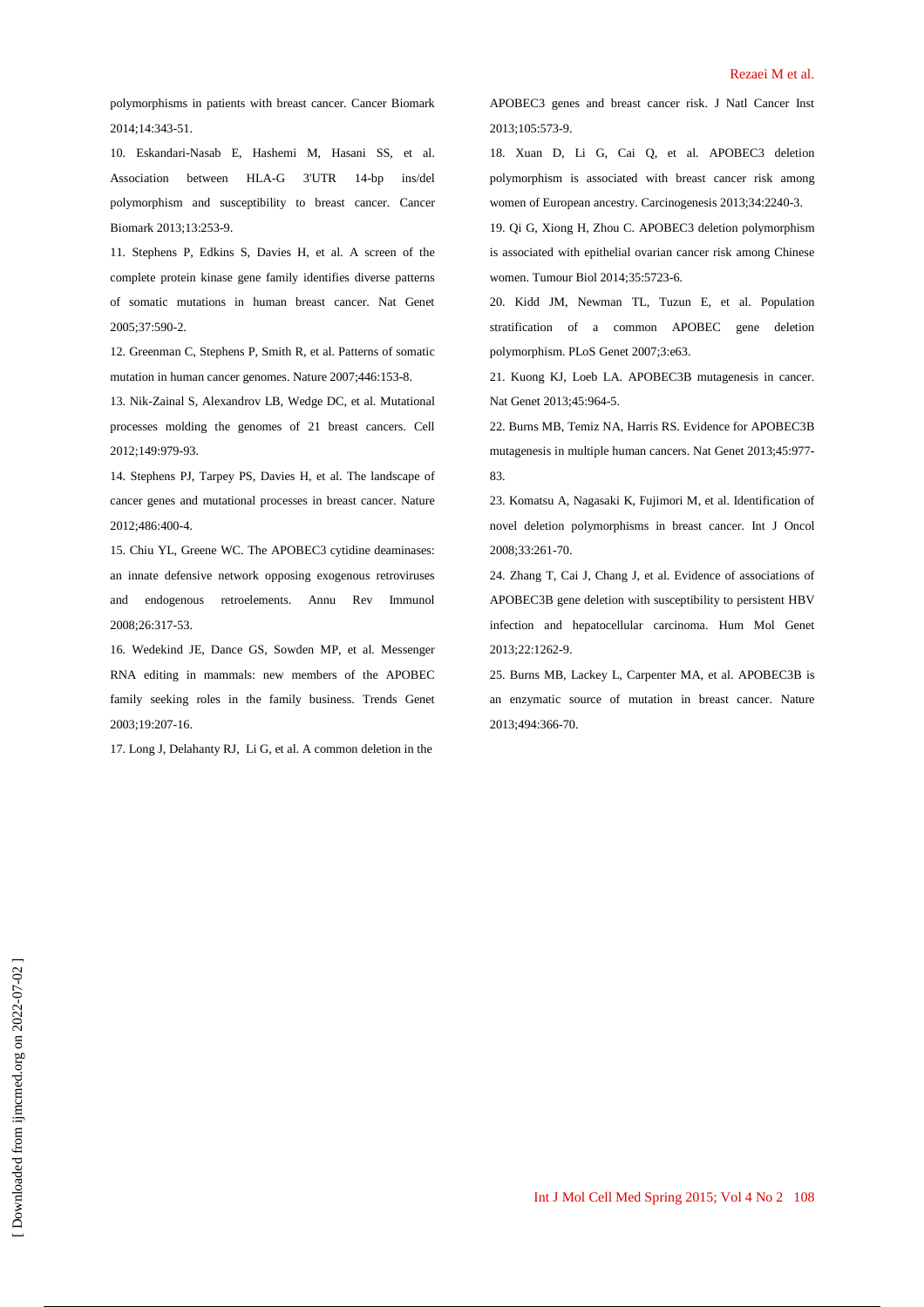polymorphisms in patients with breast cancer. Cancer Biomark 2014;14:343-51.

10. Eskandari-Nasab E, Hashemi M, Hasani SS, et al. Association between HLA-G 3'UTR 14-bp ins/del polymorphism and susceptibility to breast cancer. Cancer Biomark 2013;13:253-9.

11. Stephens P, Edkins S, Davies H, et al. A screen of the complete protein kinase gene family identifies diverse patterns of somatic mutations in human breast cancer. Nat Genet 2005;37:590-2.

12. Greenman C, Stephens P, Smith R, et al. Patterns of somatic mutation in human cancer genomes. Nature 2007;446:153-8.

13. Nik-Zainal S, Alexandrov LB, Wedge DC, et al. Mutational processes molding the genomes of 21 breast cancers. Cell 2012;149:979-93.

14. Stephens PJ, Tarpey PS, Davies H, et al. The landscape of cancer genes and mutational processes in breast cancer. Nature 2012;486:400-4.

15. Chiu YL, Greene WC. The APOBEC3 cytidine deaminases: an innate defensive network opposing exogenous retroviruses and endogenous retroelements. Annu Rev Immunol 2008;26:317-53.

16. Wedekind JE, Dance GS, Sowden MP, et al. Messenger RNA editing in mammals: new members of the APOBEC family seeking roles in the family business. Trends Genet 2003;19:207-16.

17. Long J, Delahanty RJ, Li G, et al. A common deletion in the APOBEC3 genes and breast cancer risk. J Natl Cancer Inst 2013;105:573-9.

18. Xuan D, Li G, Cai Q, et al. APOBEC3 deletion polymorphism is associated with breast cancer risk among women of European ancestry. Carcinogenesis 2013;34:2240-3.

19. Qi G, Xiong H, Zhou C. APOBEC3 deletion polymorphism is associated with epithelial ovarian cancer risk among Chinese women. Tumour Biol 2014;35:5723-6.

20. Kidd JM, Newman TL, Tuzun E, et al. Population stratification of a common APOBEC gene deletion polymorphism. PLoS Genet 2007;3:e63.

21. Kuong KJ, Loeb LA. APOBEC3B mutagenesis in cancer. Nat Genet 2013;45:964-5.

22. Burns MB, Temiz NA, Harris RS. Evidence for APOBEC3B mutagenesis in multiple human cancers. Nat Genet 2013;45:977-83.

23. Komatsu A, Nagasaki K, Fujimori M, et al. Identification of novel deletion polymorphisms in breast cancer. Int J Oncol 2008;33:261-70.

24. Zhang T, Cai J, Chang J, et al. Evidence of associations of APOBEC3B gene deletion with susceptibility to persistent HBV infection and hepatocellular carcinoma. Hum Mol Genet 2013;22:1262-9.

25. Burns MB, Lackey L, Carpenter MA, et al. APOBEC3B is an enzymatic source of mutation in breast cancer. Nature 2013;494:366-70.